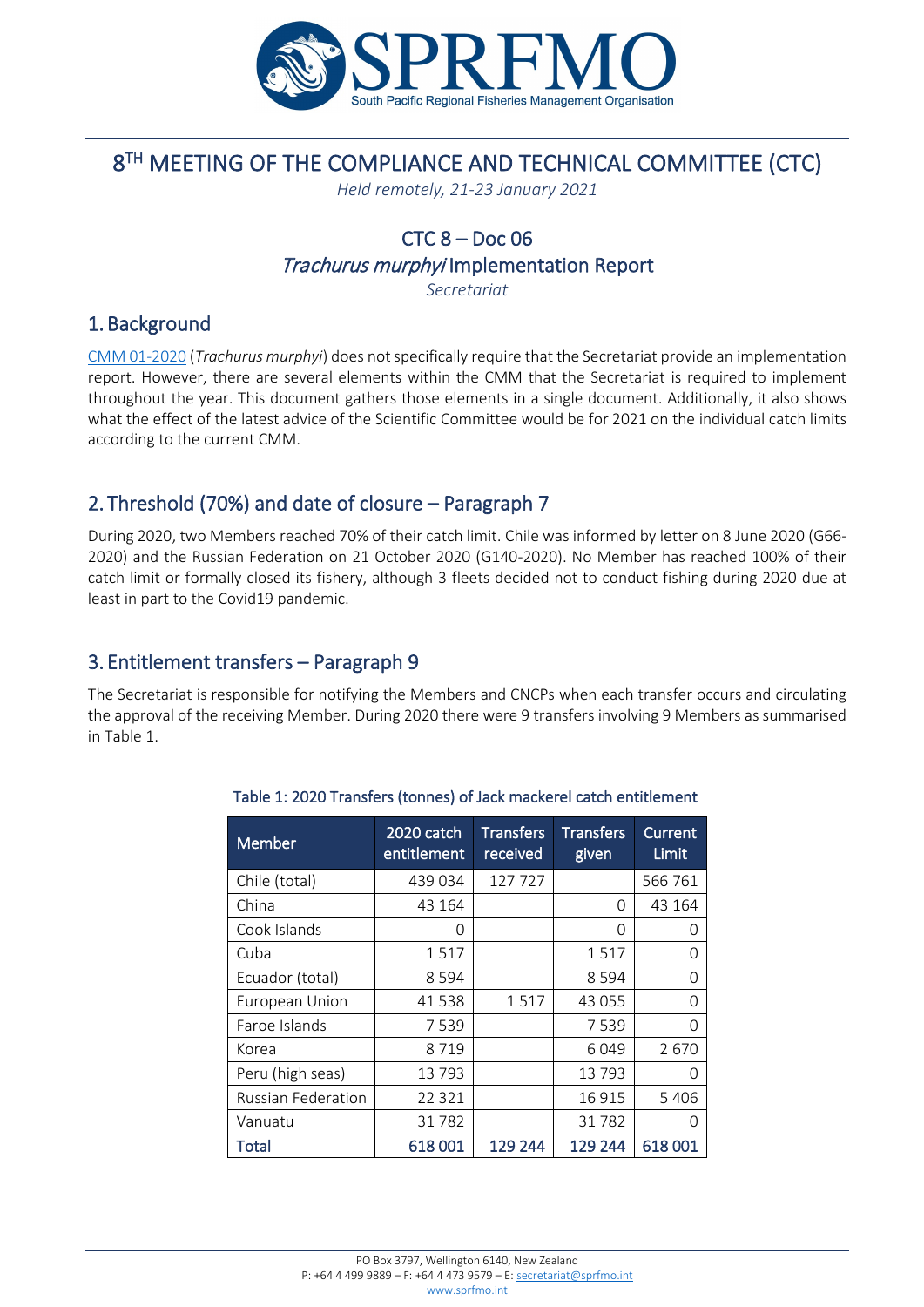# 8TH MEETING OF THE COMPLIANCE AND TECHNICAL COMMITTEE (CTC)

*Held remotely, 21-23 January 2021*

## CTC 8 – Doc 06
## *Trachurus murphyi* Implementation Report

*Secretariat*

## 1. Background

CMM 01-2020 (*Trachurus murphyi*) does not specifically require that the Secretariat provide an implementation report. However, there are several elements within the CMM that the Secretariat is required to implement throughout the year. This document gathers those elements in a single document. Additionally, it also shows what the effect of the latest advice of the Scientific Committee would be for 2021 on the individual catch limits according to the current CMM.

## 2. Threshold (70%) and date of closure – Paragraph 7

During 2020, two Members reached 70% of their catch limit. Chile was informed by letter on 8 June 2020 (G66-2020) and the Russian Federation on 21 October 2020 (G140-2020). No Member has reached 100% of their catch limit or formally closed its fishery, although 3 fleets decided not to conduct fishing during 2020 due at least in part to the Covid19 pandemic.

## 3. Entitlement transfers – Paragraph 9

The Secretariat is responsible for notifying the Members and CNCPs when each transfer occurs and circulating the approval of the receiving Member. During 2020 there were 9 transfers involving 9 Members as summarised in Table 1.

Table 1: 2020 Transfers (tonnes) of Jack mackerel catch entitlement

| Member | 2020 catch entitlement | Transfers received | Transfers given | Current Limit |
|---|---|---|---|---|
| Chile (total) | 439 034 | 127 727 | | 566 761 |
| China | 43 164 | | 0 | 43 164 |
| Cook Islands | 0 | | 0 | 0 |
| Cuba | 1 517 | | 1 517 | 0 |
| Ecuador (total) | 8 594 | | 8 594 | 0 |
| European Union | 41 538 | 1 517 | 43 055 | 0 |
| Faroe Islands | 7 539 | | 7 539 | 0 |
| Korea | 8 719 | | 6 049 | 2 670 |
| Peru (high seas) | 13 793 | | 13 793 | 0 |
| Russian Federation | 22 321 | | 16 915 | 5 406 |
| Vanuatu | 31 782 | | 31 782 | 0 |
| **Total** | **618 001** | **129 244** | **129 244** | **618 001** |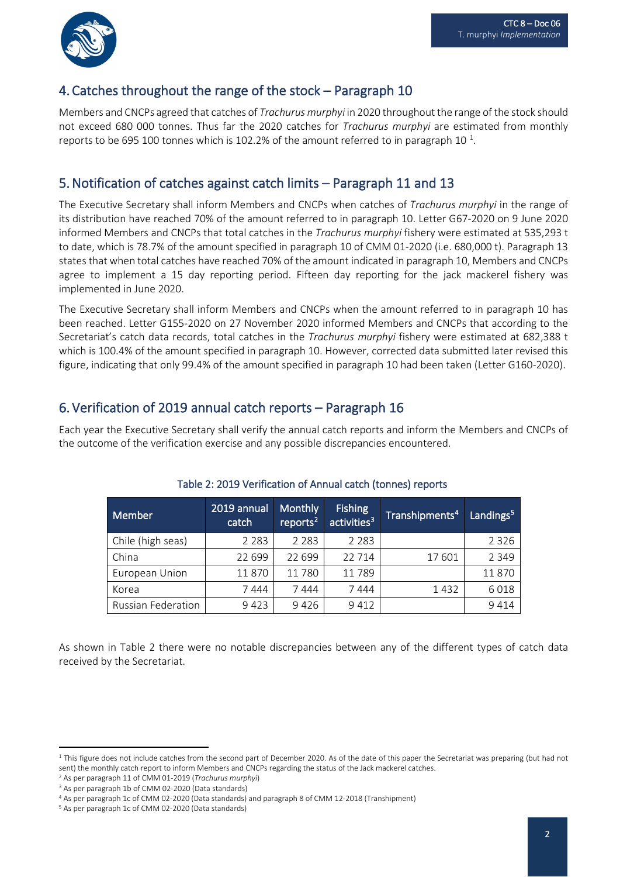## 4. Catches throughout the range of the stock – Paragraph 10

Members and CNCPs agreed that catches of *Trachurus murphyi* in 2020 throughout the range of the stock should not exceed 680 000 tonnes. Thus far the 2020 catches for *Trachurus murphyi* are estimated from monthly reports to be 695 100 tonnes which is 102.2% of the amount referred to in paragraph 10 [1].

## 5. Notification of catches against catch limits – Paragraph 11 and 13

The Executive Secretary shall inform Members and CNCPs when catches of *Trachurus murphyi* in the range of its distribution have reached 70% of the amount referred to in paragraph 10. Letter G67-2020 on 9 June 2020 informed Members and CNCPs that total catches in the *Trachurus murphyi* fishery were estimated at 535,293 t to date, which is 78.7% of the amount specified in paragraph 10 of CMM 01-2020 (i.e. 680,000 t). Paragraph 13 states that when total catches have reached 70% of the amount indicated in paragraph 10, Members and CNCPs agree to implement a 15 day reporting period. Fifteen day reporting for the jack mackerel fishery was implemented in June 2020.

The Executive Secretary shall inform Members and CNCPs when the amount referred to in paragraph 10 has been reached. Letter G155-2020 on 27 November 2020 informed Members and CNCPs that according to the Secretariat's catch data records, total catches in the *Trachurus murphyi* fishery were estimated at 682,388 t which is 100.4% of the amount specified in paragraph 10. However, corrected data submitted later revised this figure, indicating that only 99.4% of the amount specified in paragraph 10 had been taken (Letter G160-2020).

## 6. Verification of 2019 annual catch reports – Paragraph 16

Each year the Executive Secretary shall verify the annual catch reports and inform the Members and CNCPs of the outcome of the verification exercise and any possible discrepancies encountered.

Table 2: 2019 Verification of Annual catch (tonnes) reports

| Member | 2019 annual catch | Monthly reports[2] | Fishing activities[3] | Transhipments[4] | Landings[5] |
|---|---|---|---|---|---|
| Chile (high seas) | 2 283 | 2 283 | 2 283 | | 2 326 |
| China | 22 699 | 22 699 | 22 714 | 17 601 | 2 349 |
| European Union | 11 870 | 11 780 | 11 789 | | 11 870 |
| Korea | 7 444 | 7 444 | 7 444 | 1 432 | 6 018 |
| Russian Federation | 9 423 | 9 426 | 9 412 | | 9 414 |

As shown in Table 2 there were no notable discrepancies between any of the different types of catch data received by the Secretariat.

---

[1] This figure does not include catches from the second part of December 2020. As of the date of this paper the Secretariat was preparing (but had not sent) the monthly catch report to inform Members and CNCPs regarding the status of the Jack mackerel catches.

[2] As per paragraph 11 of CMM 01-2019 (*Trachurus murphyi*)

[3] As per paragraph 1b of CMM 02-2020 (Data standards)

[4] As per paragraph 1c of CMM 02-2020 (Data standards) and paragraph 8 of CMM 12-2018 (Transhipment)

[5] As per paragraph 1c of CMM 02-2020 (Data standards)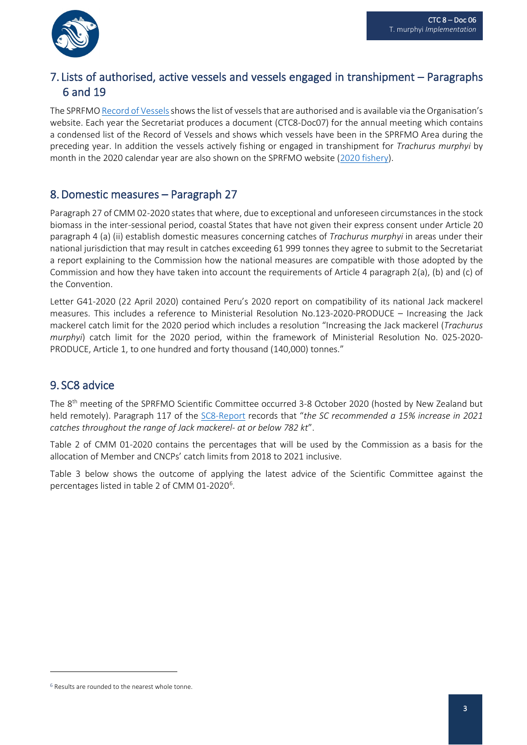## 7. Lists of authorised, active vessels and vessels engaged in transhipment – Paragraphs 6 and 19

The SPRFMO Record of Vessels shows the list of vessels that are authorised and is available via the Organisation's website. Each year the Secretariat produces a document (CTC8-Doc07) for the annual meeting which contains a condensed list of the Record of Vessels and shows which vessels have been in the SPRFMO Area during the preceding year. In addition the vessels actively fishing or engaged in transhipment for *Trachurus murphyi* by month in the 2020 calendar year are also shown on the SPRFMO website (2020 fishery).

## 8. Domestic measures – Paragraph 27

Paragraph 27 of CMM 02-2020 states that where, due to exceptional and unforeseen circumstances in the stock biomass in the inter-sessional period, coastal States that have not given their express consent under Article 20 paragraph 4 (a) (ii) establish domestic measures concerning catches of *Trachurus murphyi* in areas under their national jurisdiction that may result in catches exceeding 61 999 tonnes they agree to submit to the Secretariat a report explaining to the Commission how the national measures are compatible with those adopted by the Commission and how they have taken into account the requirements of Article 4 paragraph 2(a), (b) and (c) of the Convention.

Letter G41-2020 (22 April 2020) contained Peru's 2020 report on compatibility of its national Jack mackerel measures. This includes a reference to Ministerial Resolution No.123-2020-PRODUCE – Increasing the Jack mackerel catch limit for the 2020 period which includes a resolution "Increasing the Jack mackerel (*Trachurus murphyi*) catch limit for the 2020 period, within the framework of Ministerial Resolution No. 025-2020-PRODUCE, Article 1, to one hundred and forty thousand (140,000) tonnes."

## 9. SC8 advice

The 8th meeting of the SPRFMO Scientific Committee occurred 3-8 October 2020 (hosted by New Zealand but held remotely). Paragraph 117 of the SC8-Report records that "*the SC recommended a 15% increase in 2021 catches throughout the range of Jack mackerel- at or below 782 kt*".

Table 2 of CMM 01-2020 contains the percentages that will be used by the Commission as a basis for the allocation of Member and CNCPs' catch limits from 2018 to 2021 inclusive.

Table 3 below shows the outcome of applying the latest advice of the Scientific Committee against the percentages listed in table 2 of CMM 01-2020[6].

[6] Results are rounded to the nearest whole tonne.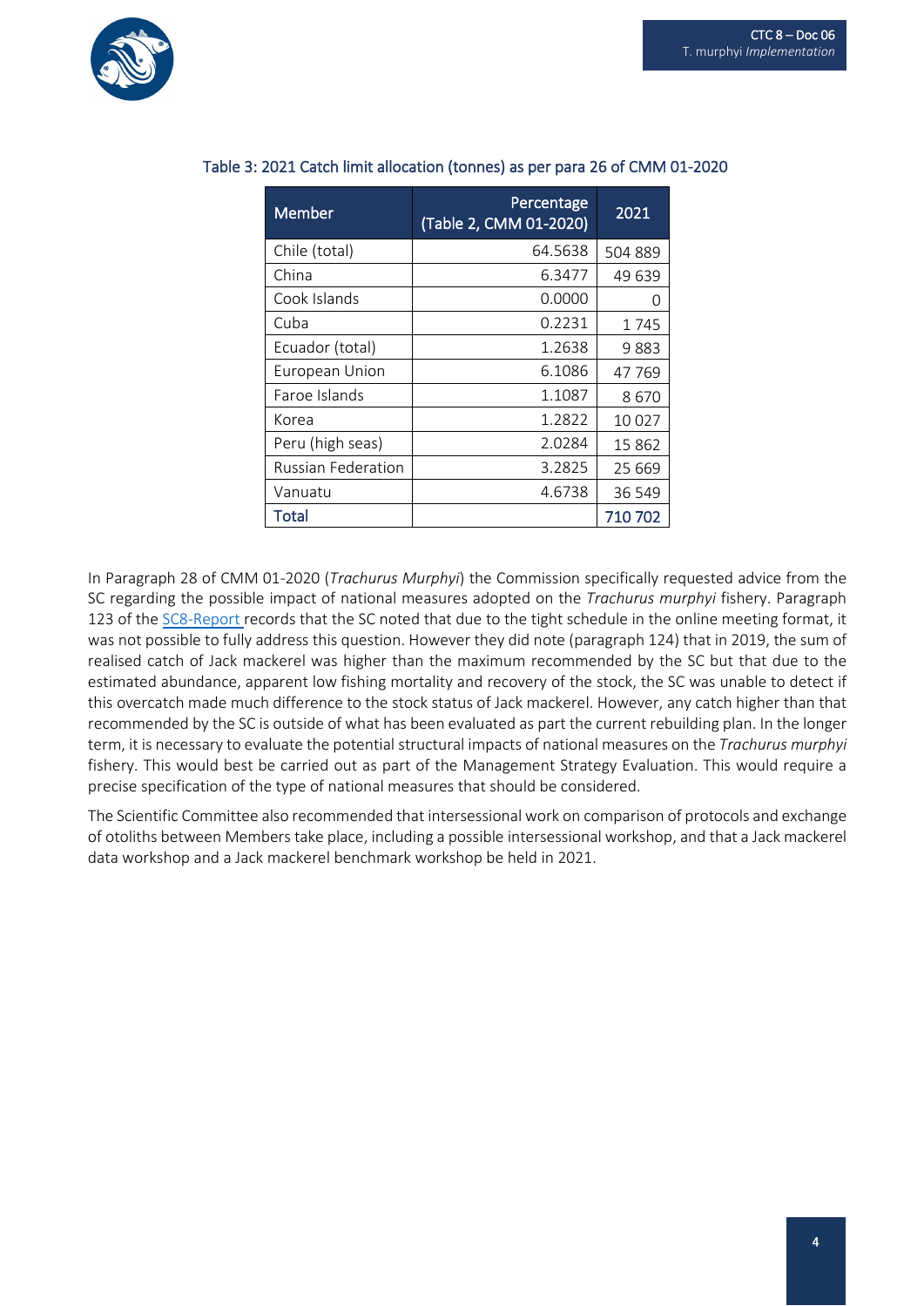Table 3: 2021 Catch limit allocation (tonnes) as per para 26 of CMM 01-2020

| Member | Percentage (Table 2, CMM 01-2020) | 2021 |
|---|---|---|
| Chile (total) | 64.5638 | 504 889 |
| China | 6.3477 | 49 639 |
| Cook Islands | 0.0000 | 0 |
| Cuba | 0.2231 | 1 745 |
| Ecuador (total) | 1.2638 | 9 883 |
| European Union | 6.1086 | 47 769 |
| Faroe Islands | 1.1087 | 8 670 |
| Korea | 1.2822 | 10 027 |
| Peru (high seas) | 2.0284 | 15 862 |
| Russian Federation | 3.2825 | 25 669 |
| Vanuatu | 4.6738 | 36 549 |
| Total | | 710 702 |

In Paragraph 28 of CMM 01-2020 (*Trachurus Murphyi*) the Commission specifically requested advice from the SC regarding the possible impact of national measures adopted on the *Trachurus murphyi* fishery. Paragraph 123 of the SC8-Report records that the SC noted that due to the tight schedule in the online meeting format, it was not possible to fully address this question. However they did note (paragraph 124) that in 2019, the sum of realised catch of Jack mackerel was higher than the maximum recommended by the SC but that due to the estimated abundance, apparent low fishing mortality and recovery of the stock, the SC was unable to detect if this overcatch made much difference to the stock status of Jack mackerel. However, any catch higher than that recommended by the SC is outside of what has been evaluated as part the current rebuilding plan. In the longer term, it is necessary to evaluate the potential structural impacts of national measures on the *Trachurus murphyi* fishery. This would best be carried out as part of the Management Strategy Evaluation. This would require a precise specification of the type of national measures that should be considered.

The Scientific Committee also recommended that intersessional work on comparison of protocols and exchange of otoliths between Members take place, including a possible intersessional workshop, and that a Jack mackerel data workshop and a Jack mackerel benchmark workshop be held in 2021.